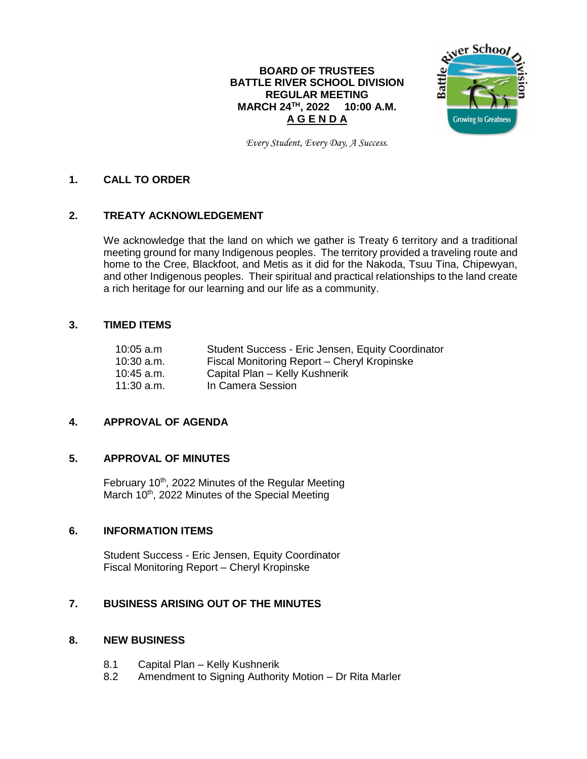**BOARD OF TRUSTEES**
**BATTLE RIVER SCHOOL DIVISION**
**REGULAR MEETING**
**MARCH 24TH, 2022 10:00 A.M.**
**A G E N D A**

*Every Student, Every Day, A Success.*

## 1. CALL TO ORDER

## 2. TREATY ACKNOWLEDGEMENT

We acknowledge that the land on which we gather is Treaty 6 territory and a traditional meeting ground for many Indigenous peoples. The territory provided a traveling route and home to the Cree, Blackfoot, and Metis as it did for the Nakoda, Tsuu Tina, Chipewyan, and other Indigenous peoples. Their spiritual and practical relationships to the land create a rich heritage for our learning and our life as a community.

## 3. TIMED ITEMS

| | |
|---|---|
| 10:05 a.m | Student Success - Eric Jensen, Equity Coordinator |
| 10:30 a.m. | Fiscal Monitoring Report – Cheryl Kropinske |
| 10:45 a.m. | Capital Plan – Kelly Kushnerik |
| 11:30 a.m. | In Camera Session |

## 4. APPROVAL OF AGENDA

## 5. APPROVAL OF MINUTES

February 10th, 2022 Minutes of the Regular Meeting
March 10th, 2022 Minutes of the Special Meeting

## 6. INFORMATION ITEMS

Student Success - Eric Jensen, Equity Coordinator
Fiscal Monitoring Report – Cheryl Kropinske

## 7. BUSINESS ARISING OUT OF THE MINUTES

## 8. NEW BUSINESS

8.1 Capital Plan – Kelly Kushnerik
8.2 Amendment to Signing Authority Motion – Dr Rita Marler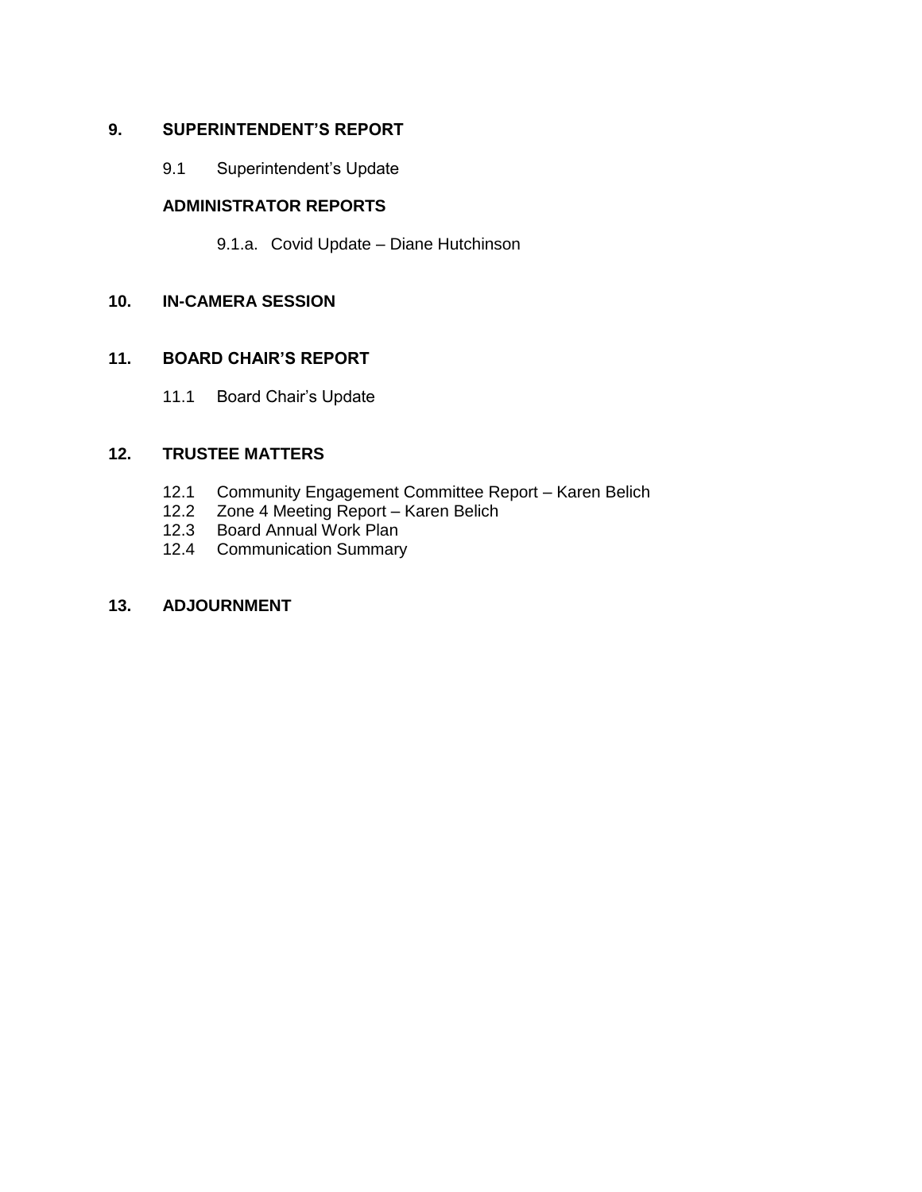## 9. SUPERINTENDENT'S REPORT

9.1 Superintendent's Update

### ADMINISTRATOR REPORTS

9.1.a. Covid Update – Diane Hutchinson

## 10. IN-CAMERA SESSION

## 11. BOARD CHAIR'S REPORT

11.1 Board Chair's Update

## 12. TRUSTEE MATTERS

12.1 Community Engagement Committee Report – Karen Belich
12.2 Zone 4 Meeting Report – Karen Belich
12.3 Board Annual Work Plan
12.4 Communication Summary

## 13. ADJOURNMENT